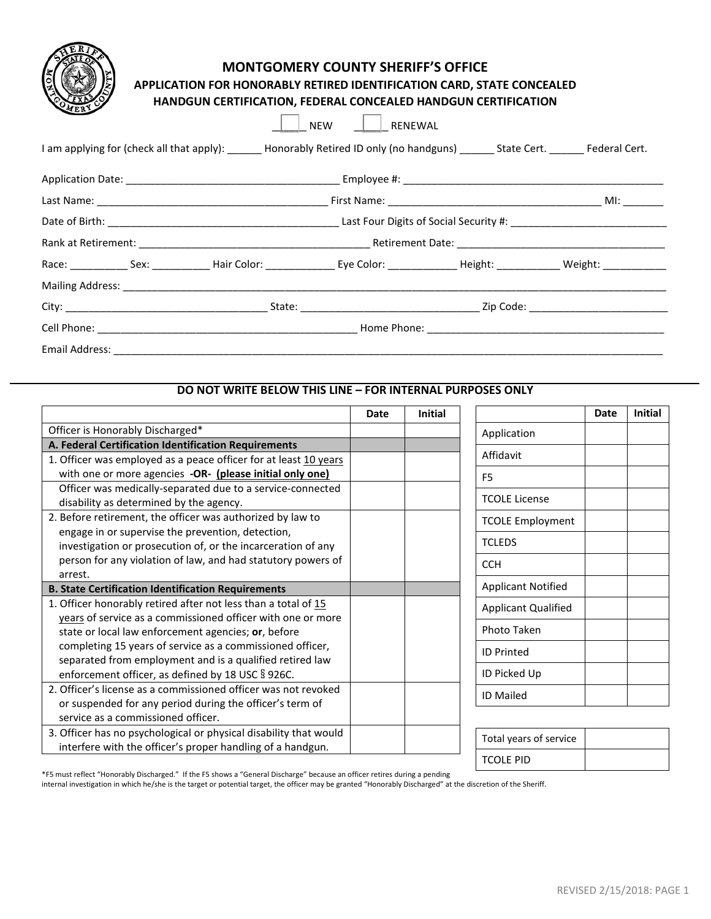# MONTGOMERY COUNTY SHERIFF'S OFFICE

## APPLICATION FOR HONORABLY RETIRED IDENTIFICATION CARD, STATE CONCEALED HANDGUN CERTIFICATION, FEDERAL CONCEALED HANDGUN CERTIFICATION

____ NEW ____ RENEWAL

I am applying for (check all that apply): ______ Honorably Retired ID only (no handguns) ______ State Cert. ______ Federal Cert.

Application Date: ____________________________________ Employee #: ____________________________________________

Last Name: ________________________________________ First Name: _____________________________________ MI: _______

Date of Birth: ________________________________________ Last Four Digits of Social Security #: ___________________________

Rank at Retirement: ________________________________________ Retirement Date: ____________________________________

Race: __________ Sex: __________ Hair Color: ____________ Eye Color: ____________ Height: ___________ Weight: ___________

Mailing Address: ___________________________________________________________________________________________

City: ___________________________________ State: _______________________________ Zip Code: ________________________

Cell Phone: ______________________________________________ Home Phone: __________________________________________

Email Address: _____________________________________________________________________________________________

**DO NOT WRITE BELOW THIS LINE – FOR INTERNAL PURPOSES ONLY**

| | Date | Initial |
|---|---|---|
| Officer is Honorably Discharged* | | |
| **A. Federal Certification Identification Requirements** | | |
| 1. Officer was employed as a peace officer for at least 10 years with one or more agencies **-OR- (please initial only one)** | | |
| Officer was medically-separated due to a service-connected disability as determined by the agency. | | |
| 2. Before retirement, the officer was authorized by law to engage in or supervise the prevention, detection, investigation or prosecution of, or the incarceration of any person for any violation of law, and had statutory powers of arrest. | | |
| **B. State Certification Identification Requirements** | | |
| 1. Officer honorably retired after not less than a total of 15 years of service as a commissioned officer with one or more state or local law enforcement agencies; **or**, before completing 15 years of service as a commissioned officer, separated from employment and is a qualified retired law enforcement officer, as defined by 18 USC § 926C. | | |
| 2. Officer's license as a commissioned officer was not revoked or suspended for any period during the officer's term of service as a commissioned officer. | | |
| 3. Officer has no psychological or physical disability that would interfere with the officer's proper handling of a handgun. | | |

| | Date | Initial |
|---|---|---|
| Application | | |
| Affidavit | | |
| F5 | | |
| TCOLE License | | |
| TCOLE Employment | | |
| TCLEDS | | |
| CCH | | |
| Applicant Notified | | |
| Applicant Qualified | | |
| Photo Taken | | |
| ID Printed | | |
| ID Picked Up | | |
| ID Mailed | | |

| | |
|---|---|
| Total years of service | |
| TCOLE PID | |

*F5 must reflect "Honorably Discharged." If the F5 shows a "General Discharge" because an officer retires during a pending internal investigation in which he/she is the target or potential target, the officer may be granted "Honorably Discharged" at the discretion of the Sheriff.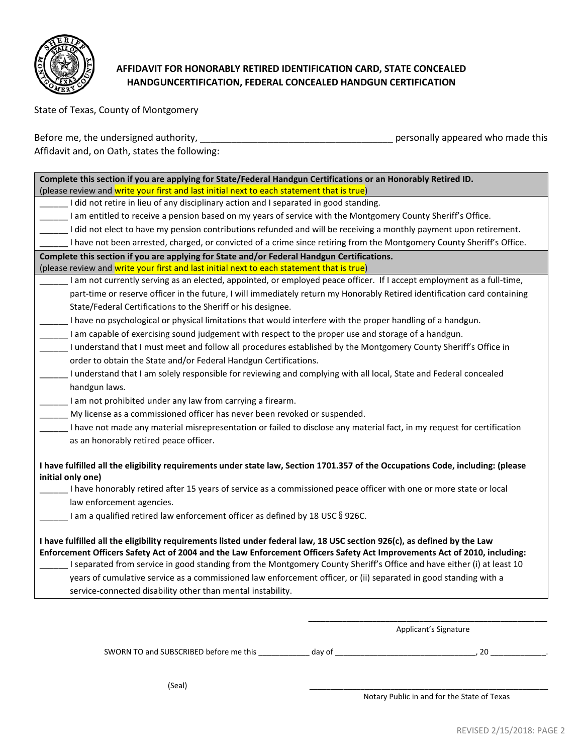# AFFIDAVIT FOR HONORABLY RETIRED IDENTIFICATION CARD, STATE CONCEALED HANDGUNCERTIFICATION, FEDERAL CONCEALED HANDGUN CERTIFICATION

State of Texas, County of Montgomery

Before me, the undersigned authority, _____________________________________ personally appeared who made this Affidavit and, on Oath, states the following:

**Complete this section if you are applying for State/Federal Handgun Certifications or an Honorably Retired ID.**
(please review and write your first and last initial next to each statement that is true)

______ I did not retire in lieu of any disciplinary action and I separated in good standing.

______ I am entitled to receive a pension based on my years of service with the Montgomery County Sheriff's Office.

______ I did not elect to have my pension contributions refunded and will be receiving a monthly payment upon retirement.

______ I have not been arrested, charged, or convicted of a crime since retiring from the Montgomery County Sheriff's Office.

**Complete this section if you are applying for State and/or Federal Handgun Certifications.**
(please review and write your first and last initial next to each statement that is true)

______ I am not currently serving as an elected, appointed, or employed peace officer. If I accept employment as a full-time, part-time or reserve officer in the future, I will immediately return my Honorably Retired identification card containing State/Federal Certifications to the Sheriff or his designee.

______ I have no psychological or physical limitations that would interfere with the proper handling of a handgun.

______ I am capable of exercising sound judgement with respect to the proper use and storage of a handgun.

______ I understand that I must meet and follow all procedures established by the Montgomery County Sheriff's Office in order to obtain the State and/or Federal Handgun Certifications.

______ I understand that I am solely responsible for reviewing and complying with all local, State and Federal concealed handgun laws.

______ I am not prohibited under any law from carrying a firearm.

______ My license as a commissioned officer has never been revoked or suspended.

______ I have not made any material misrepresentation or failed to disclose any material fact, in my request for certification as an honorably retired peace officer.

**I have fulfilled all the eligibility requirements under state law, Section 1701.357 of the Occupations Code, including: (please initial only one)**

______ I have honorably retired after 15 years of service as a commissioned peace officer with one or more state or local law enforcement agencies.

______ I am a qualified retired law enforcement officer as defined by 18 USC § 926C.

**I have fulfilled all the eligibility requirements listed under federal law, 18 USC section 926(c), as defined by the Law Enforcement Officers Safety Act of 2004 and the Law Enforcement Officers Safety Act Improvements Act of 2010, including:**

______ I separated from service in good standing from the Montgomery County Sheriff's Office and have either (i) at least 10 years of cumulative service as a commissioned law enforcement officer, or (ii) separated in good standing with a service-connected disability other than mental instability.

_______________________________________________
Applicant's Signature

SWORN TO and SUBSCRIBED before me this ___________ day of _______________________________, 20 ____________.

(Seal)

_______________________________________________
Notary Public in and for the State of Texas

REVISED 2/15/2018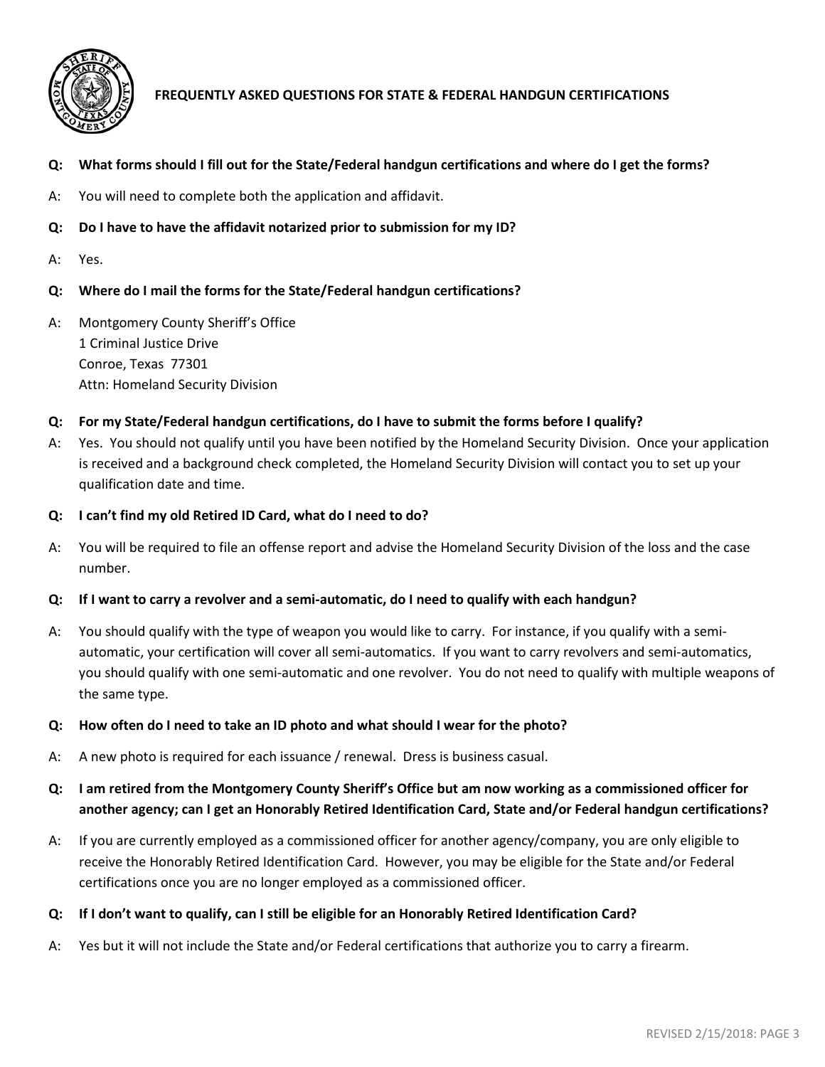# FREQUENTLY ASKED QUESTIONS FOR STATE & FEDERAL HANDGUN CERTIFICATIONS

**Q: What forms should I fill out for the State/Federal handgun certifications and where do I get the forms?**

A: You will need to complete both the application and affidavit.

**Q: Do I have to have the affidavit notarized prior to submission for my ID?**

A: Yes.

**Q: Where do I mail the forms for the State/Federal handgun certifications?**

A: Montgomery County Sheriff's Office
1 Criminal Justice Drive
Conroe, Texas 77301
Attn: Homeland Security Division

**Q: For my State/Federal handgun certifications, do I have to submit the forms before I qualify?**

A: Yes. You should not qualify until you have been notified by the Homeland Security Division. Once your application is received and a background check completed, the Homeland Security Division will contact you to set up your qualification date and time.

**Q: I can't find my old Retired ID Card, what do I need to do?**

A: You will be required to file an offense report and advise the Homeland Security Division of the loss and the case number.

**Q: If I want to carry a revolver and a semi-automatic, do I need to qualify with each handgun?**

A: You should qualify with the type of weapon you would like to carry. For instance, if you qualify with a semi-automatic, your certification will cover all semi-automatics. If you want to carry revolvers and semi-automatics, you should qualify with one semi-automatic and one revolver. You do not need to qualify with multiple weapons of the same type.

**Q: How often do I need to take an ID photo and what should I wear for the photo?**

A: A new photo is required for each issuance / renewal. Dress is business casual.

**Q: I am retired from the Montgomery County Sheriff's Office but am now working as a commissioned officer for another agency; can I get an Honorably Retired Identification Card, State and/or Federal handgun certifications?**

A: If you are currently employed as a commissioned officer for another agency/company, you are only eligible to receive the Honorably Retired Identification Card. However, you may be eligible for the State and/or Federal certifications once you are no longer employed as a commissioned officer.

**Q: If I don't want to qualify, can I still be eligible for an Honorably Retired Identification Card?**

A: Yes but it will not include the State and/or Federal certifications that authorize you to carry a firearm.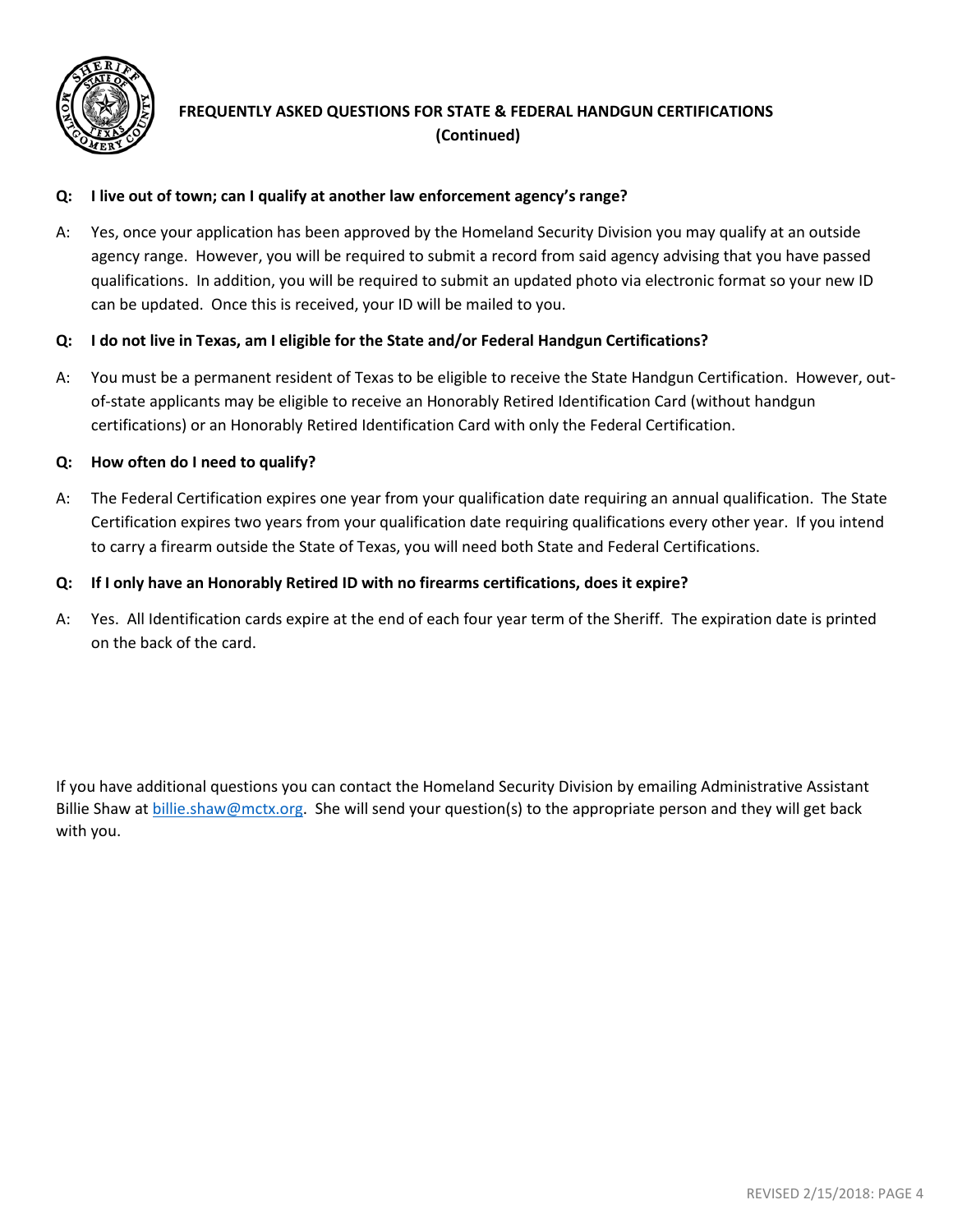## FREQUENTLY ASKED QUESTIONS FOR STATE & FEDERAL HANDGUN CERTIFICATIONS (Continued)

**Q: I live out of town; can I qualify at another law enforcement agency's range?**

A: Yes, once your application has been approved by the Homeland Security Division you may qualify at an outside agency range. However, you will be required to submit a record from said agency advising that you have passed qualifications. In addition, you will be required to submit an updated photo via electronic format so your new ID can be updated. Once this is received, your ID will be mailed to you.

**Q: I do not live in Texas, am I eligible for the State and/or Federal Handgun Certifications?**

A: You must be a permanent resident of Texas to be eligible to receive the State Handgun Certification. However, out-of-state applicants may be eligible to receive an Honorably Retired Identification Card (without handgun certifications) or an Honorably Retired Identification Card with only the Federal Certification.

**Q: How often do I need to qualify?**

A: The Federal Certification expires one year from your qualification date requiring an annual qualification. The State Certification expires two years from your qualification date requiring qualifications every other year. If you intend to carry a firearm outside the State of Texas, you will need both State and Federal Certifications.

**Q: If I only have an Honorably Retired ID with no firearms certifications, does it expire?**

A: Yes. All Identification cards expire at the end of each four year term of the Sheriff. The expiration date is printed on the back of the card.

If you have additional questions you can contact the Homeland Security Division by emailing Administrative Assistant Billie Shaw at billie.shaw@mctx.org. She will send your question(s) to the appropriate person and they will get back with you.